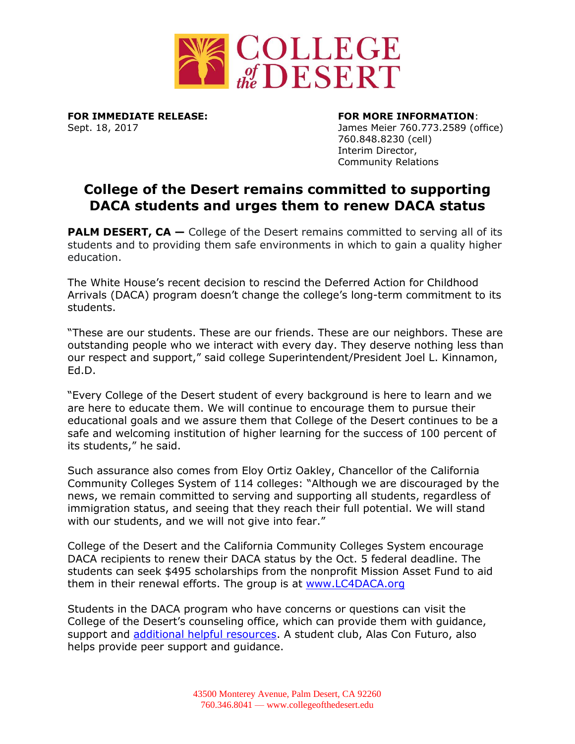COLLEGE *of the* DESERT

**FOR IMMEDIATE RELEASE:**
Sept. 18, 2017

**FOR MORE INFORMATION**:
James Meier 760.773.2589 (office)
760.848.8230 (cell)
Interim Director,
Community Relations

# College of the Desert remains committed to supporting DACA students and urges them to renew DACA status

**PALM DESERT, CA —** College of the Desert remains committed to serving all of its students and to providing them safe environments in which to gain a quality higher education.

The White House's recent decision to rescind the Deferred Action for Childhood Arrivals (DACA) program doesn't change the college's long-term commitment to its students.

"These are our students. These are our friends. These are our neighbors. These are outstanding people who we interact with every day. They deserve nothing less than our respect and support," said college Superintendent/President Joel L. Kinnamon, Ed.D.

"Every College of the Desert student of every background is here to learn and we are here to educate them. We will continue to encourage them to pursue their educational goals and we assure them that College of the Desert continues to be a safe and welcoming institution of higher learning for the success of 100 percent of its students," he said.

Such assurance also comes from Eloy Ortiz Oakley, Chancellor of the California Community Colleges System of 114 colleges: "Although we are discouraged by the news, we remain committed to serving and supporting all students, regardless of immigration status, and seeing that they reach their full potential. We will stand with our students, and we will not give into fear."

College of the Desert and the California Community Colleges System encourage DACA recipients to renew their DACA status by the Oct. 5 federal deadline. The students can seek $495 scholarships from the nonprofit Mission Asset Fund to aid them in their renewal efforts. The group is at www.LC4DACA.org

Students in the DACA program who have concerns or questions can visit the College of the Desert's counseling office, which can provide them with guidance, support and additional helpful resources. A student club, Alas Con Futuro, also helps provide peer support and guidance.

43500 Monterey Avenue, Palm Desert, CA 92260
760.346.8041 — www.collegeofthedesert.edu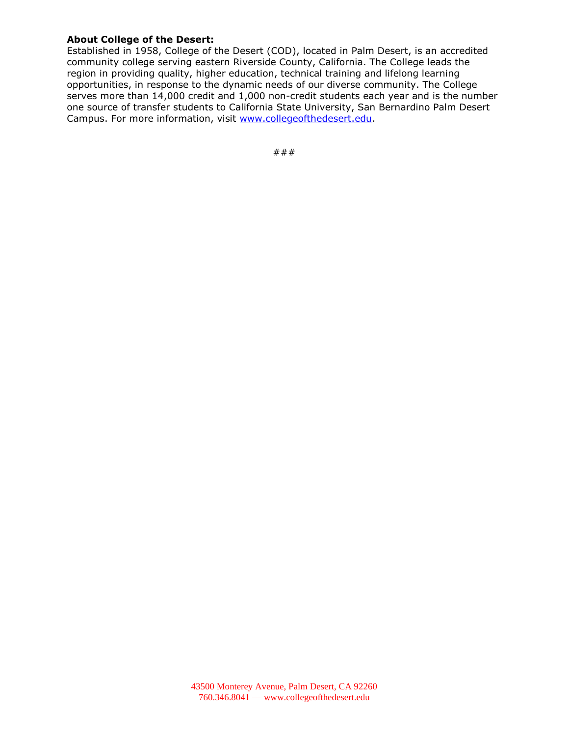**About College of the Desert:**
Established in 1958, College of the Desert (COD), located in Palm Desert, is an accredited community college serving eastern Riverside County, California. The College leads the region in providing quality, higher education, technical training and lifelong learning opportunities, in response to the dynamic needs of our diverse community. The College serves more than 14,000 credit and 1,000 non-credit students each year and is the number one source of transfer students to California State University, San Bernardino Palm Desert Campus. For more information, visit [www.collegeofthedesert.edu](http://www.collegeofthedesert.edu).

###

43500 Monterey Avenue, Palm Desert, CA 92260
760.346.8041 — www.collegeofthedesert.edu